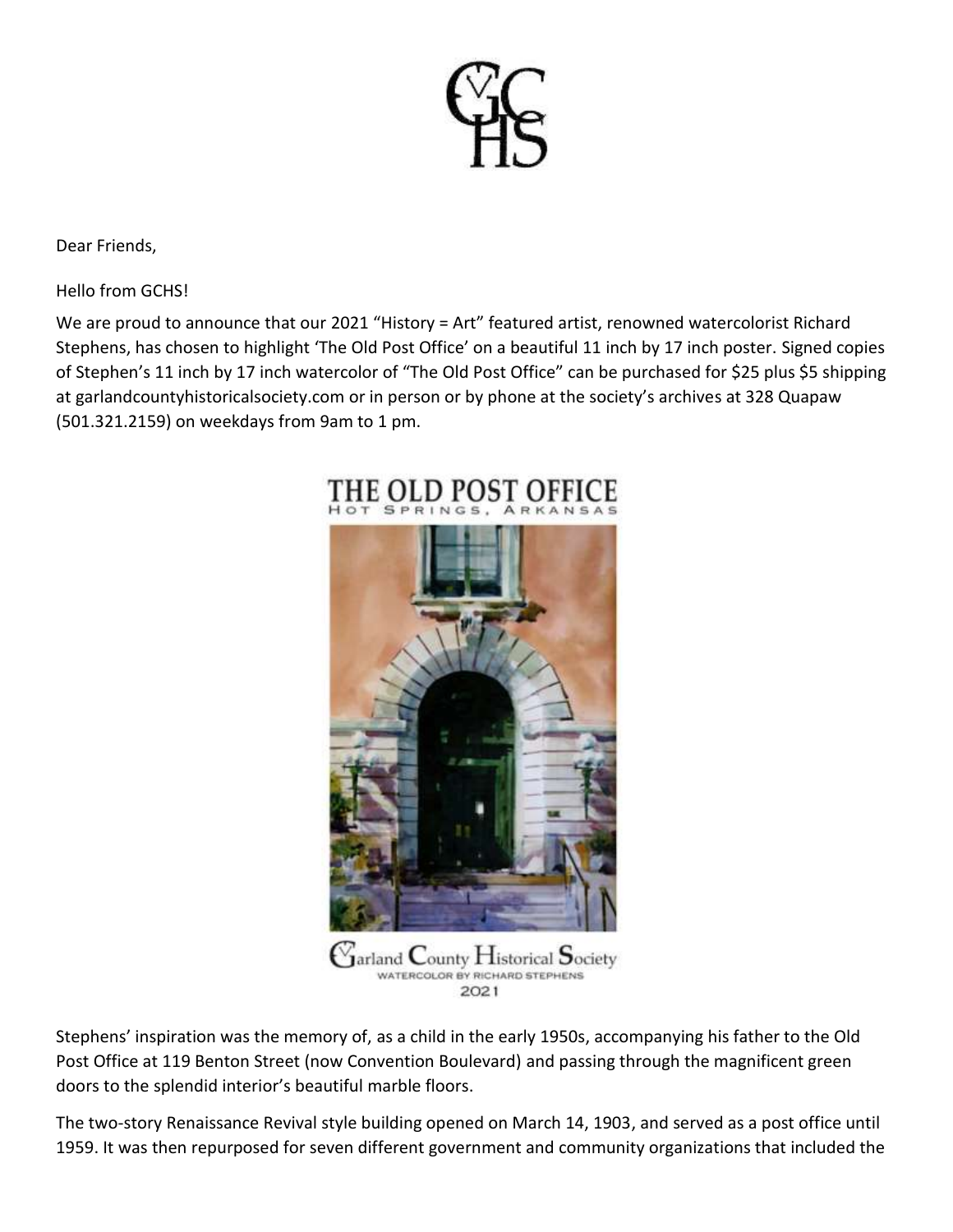Dear Friends,

Hello from GCHS!

We are proud to announce that our 2021 "History = Art" featured artist, renowned watercolorist Richard Stephens, has chosen to highlight 'The Old Post Office' on a beautiful 11 inch by 17 inch poster. Signed copies of Stephen's 11 inch by 17 inch watercolor of "The Old Post Office" can be purchased for $25 plus $5 shipping at garlandcountyhistoricalsociety.com or in person or by phone at the society's archives at 328 Quapaw (501.321.2159) on weekdays from 9am to 1 pm.

THE OLD POST OFFICE
HOT SPRINGS, ARKANSAS

Garland County Historical Society
WATERCOLOR BY RICHARD STEPHENS
2021

Stephens' inspiration was the memory of, as a child in the early 1950s, accompanying his father to the Old Post Office at 119 Benton Street (now Convention Boulevard) and passing through the magnificent green doors to the splendid interior's beautiful marble floors.

The two-story Renaissance Revival style building opened on March 14, 1903, and served as a post office until 1959. It was then repurposed for seven different government and community organizations that included the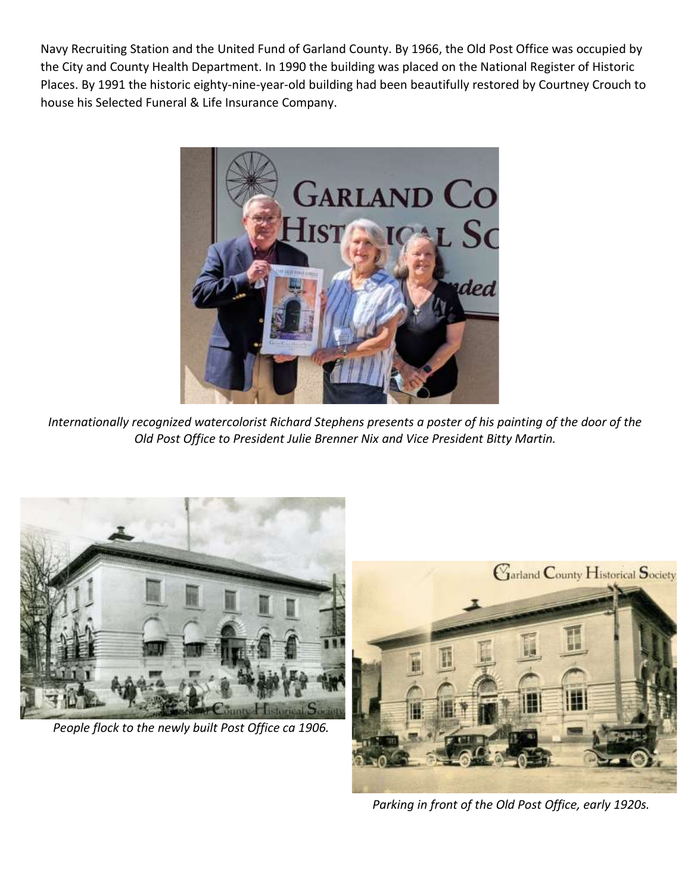Navy Recruiting Station and the United Fund of Garland County. By 1966, the Old Post Office was occupied by the City and County Health Department. In 1990 the building was placed on the National Register of Historic Places. By 1991 the historic eighty-nine-year-old building had been beautifully restored by Courtney Crouch to house his Selected Funeral & Life Insurance Company.

*Internationally recognized watercolorist Richard Stephens presents a poster of his painting of the door of the Old Post Office to President Julie Brenner Nix and Vice President Bitty Martin.*

*People flock to the newly built Post Office ca 1906.*

*Parking in front of the Old Post Office, early 1920s.*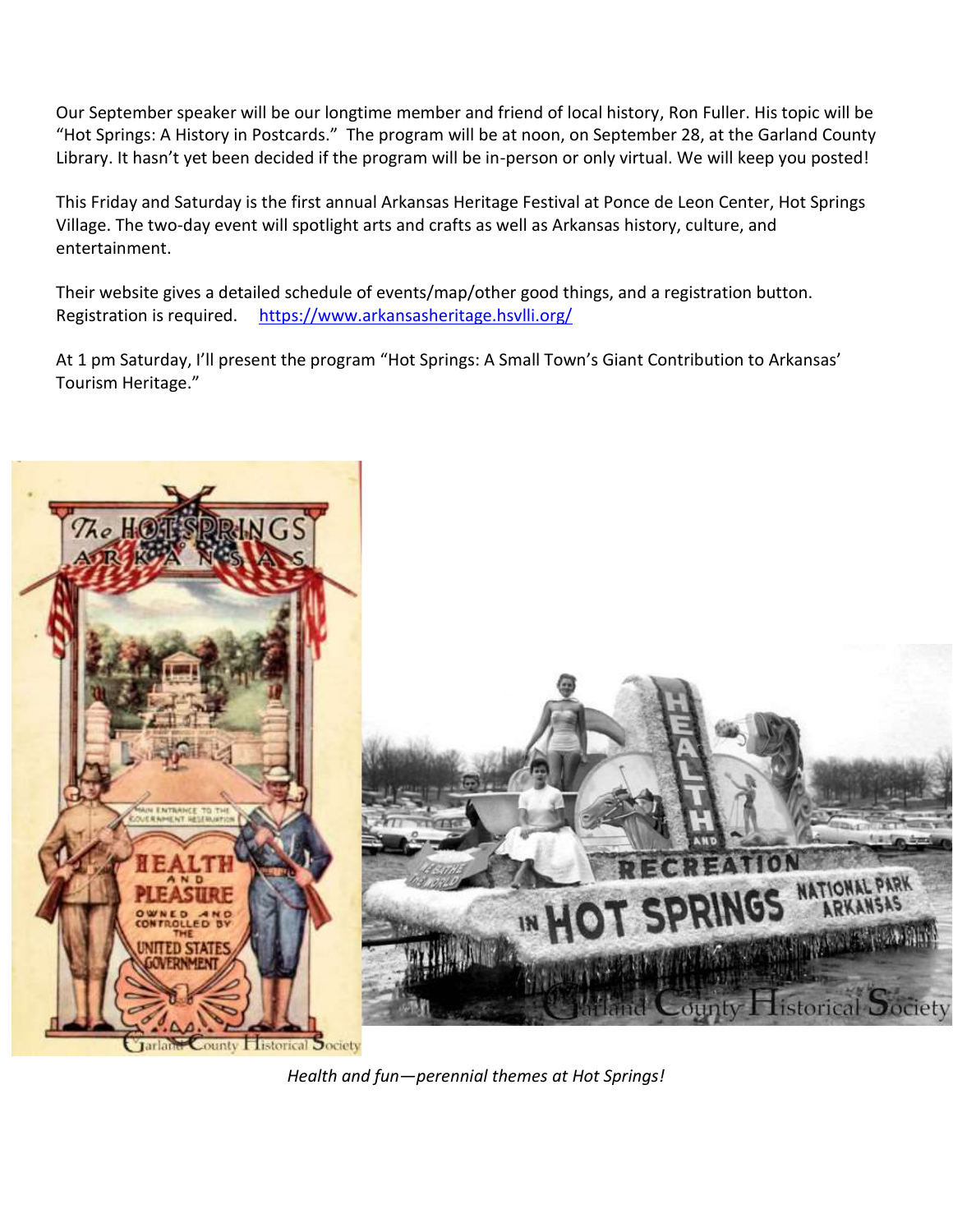Our September speaker will be our longtime member and friend of local history, Ron Fuller. His topic will be "Hot Springs: A History in Postcards." The program will be at noon, on September 28, at the Garland County Library. It hasn't yet been decided if the program will be in-person or only virtual. We will keep you posted!

This Friday and Saturday is the first annual Arkansas Heritage Festival at Ponce de Leon Center, Hot Springs Village. The two-day event will spotlight arts and crafts as well as Arkansas history, culture, and entertainment.

Their website gives a detailed schedule of events/map/other good things, and a registration button. Registration is required. [https://www.arkansasheritage.hsvlli.org/](https://www.arkansasheritage.hsvlli.org/)

At 1 pm Saturday, I'll present the program "Hot Springs: A Small Town's Giant Contribution to Arkansas' Tourism Heritage."

*Health and fun—perennial themes at Hot Springs!*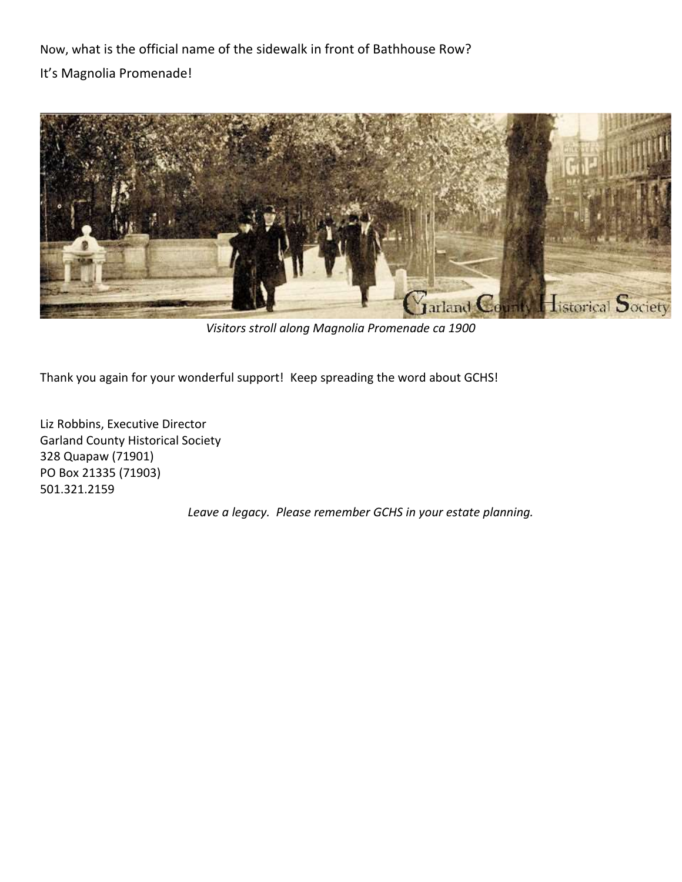Now, what is the official name of the sidewalk in front of Bathhouse Row?

It's Magnolia Promenade!

*Visitors stroll along Magnolia Promenade ca 1900*

Thank you again for your wonderful support! Keep spreading the word about GCHS!

Liz Robbins, Executive Director
Garland County Historical Society
328 Quapaw (71901)
PO Box 21335 (71903)
501.321.2159

*Leave a legacy. Please remember GCHS in your estate planning.*